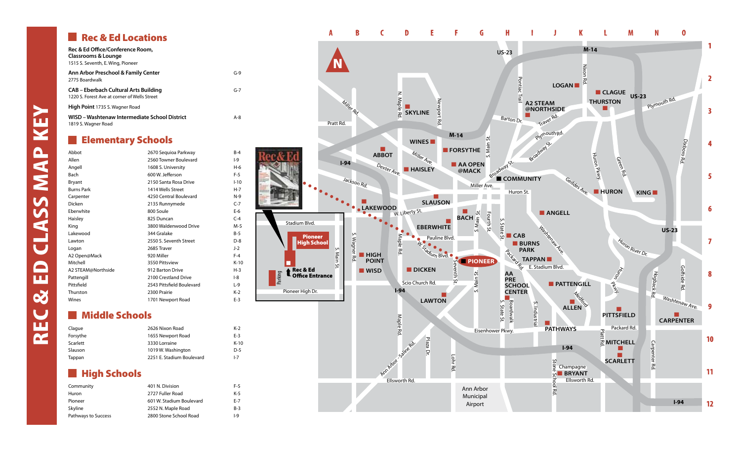# REC & ED CLASS MAP KEY

## Rec & Ed Locations

| Location | Grid |
|---|---|
| **Rec & Ed Office/Conference Room, Classrooms & Lounge** 1515 S. Seventh, E. Wing, Pioneer | |
| **Ann Arbor Preschool & Family Center** 2775 Boardwalk | G-9 |
| **CAB – Eberbach Cultural Arts Building** 1220 S. Forest Ave at corner of Wells Street | G-7 |
| **High Point** 1735 S. Wagner Road | |
| **WISD – Washtenaw Intermediate School District** 1819 S. Wagner Road | A-8 |

## Elementary Schools

| School | Address | Grid |
|---|---|---|
| Abbot | 2670 Sequioa Parkway | B-4 |
| Allen | 2560 Towner Boulevard | I-9 |
| Angell | 1608 S. University | H-6 |
| Bach | 600 W. Jefferson | F-5 |
| Bryant | 2150 Santa Rosa Drive | I-10 |
| Burns Park | 1414 Wells Street | H-7 |
| Carpenter | 4250 Central Boulevard | N-9 |
| Dicken | 2135 Runnymede | C-7 |
| Eberwhite | 800 Soule | E-6 |
| Haisley | 825 Duncan | C-4 |
| King | 3800 Waldenwood Drive | M-5 |
| Lakewood | 344 Gralake | B-5 |
| Lawton | 2550 S. Seventh Street | D-8 |
| Logan | 2685 Traver | J-2 |
| A2 Open@Mack | 920 Miller | F-4 |
| Mitchell | 3550 Pittsview | K-10 |
| A2 STEAM@Northside | 912 Barton Drive | H-3 |
| Pattengill | 2100 Crestland Drive | I-8 |
| Pittsfield | 2543 Pittsfield Boulevard | L-9 |
| Thurston | 2300 Prairie | K-2 |
| Wines | 1701 Newport Road | E-3 |

## Middle Schools

| School | Address | Grid |
|---|---|---|
| Clague | 2626 Nixon Road | K-2 |
| Forsythe | 1655 Newport Road | E-3 |
| Scarlett | 3330 Lorraine | K-10 |
| Slauson | 1019 W. Washington | D-5 |
| Tappan | 2251 E. Stadium Boulevard | I-7 |

## High Schools

| School | Address | Grid |
|---|---|---|
| Community | 401 N. Division | F-5 |
| Huron | 2727 Fuller Road | K-5 |
| Pioneer | 601 W. Stadium Boulevard | E-7 |
| Skyline | 2552 N. Maple Road | B-3 |
| Pathways to Success | 2800 Stone School Road | I-9 |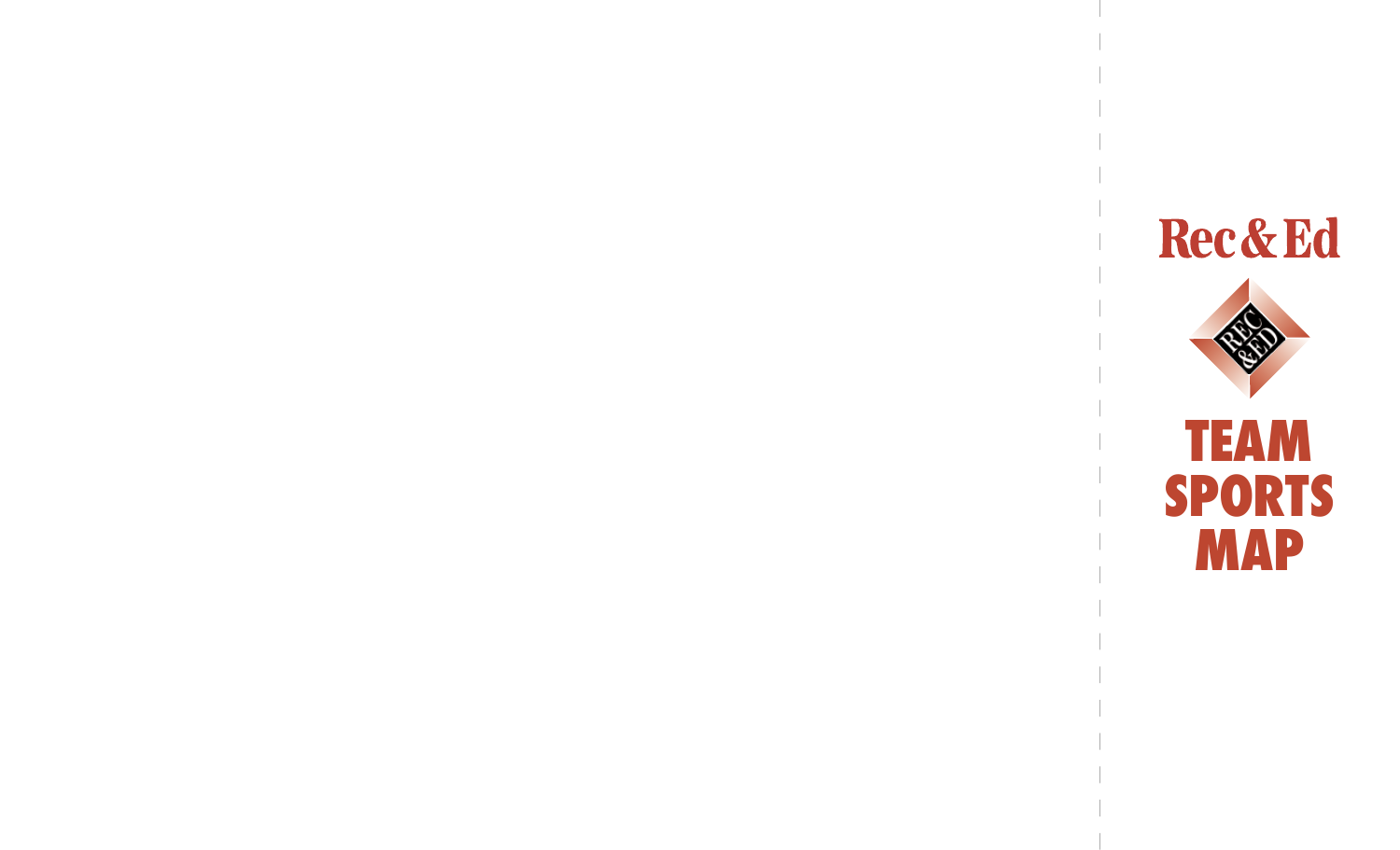Rec & Ed

# TEAM SPORTS MAP